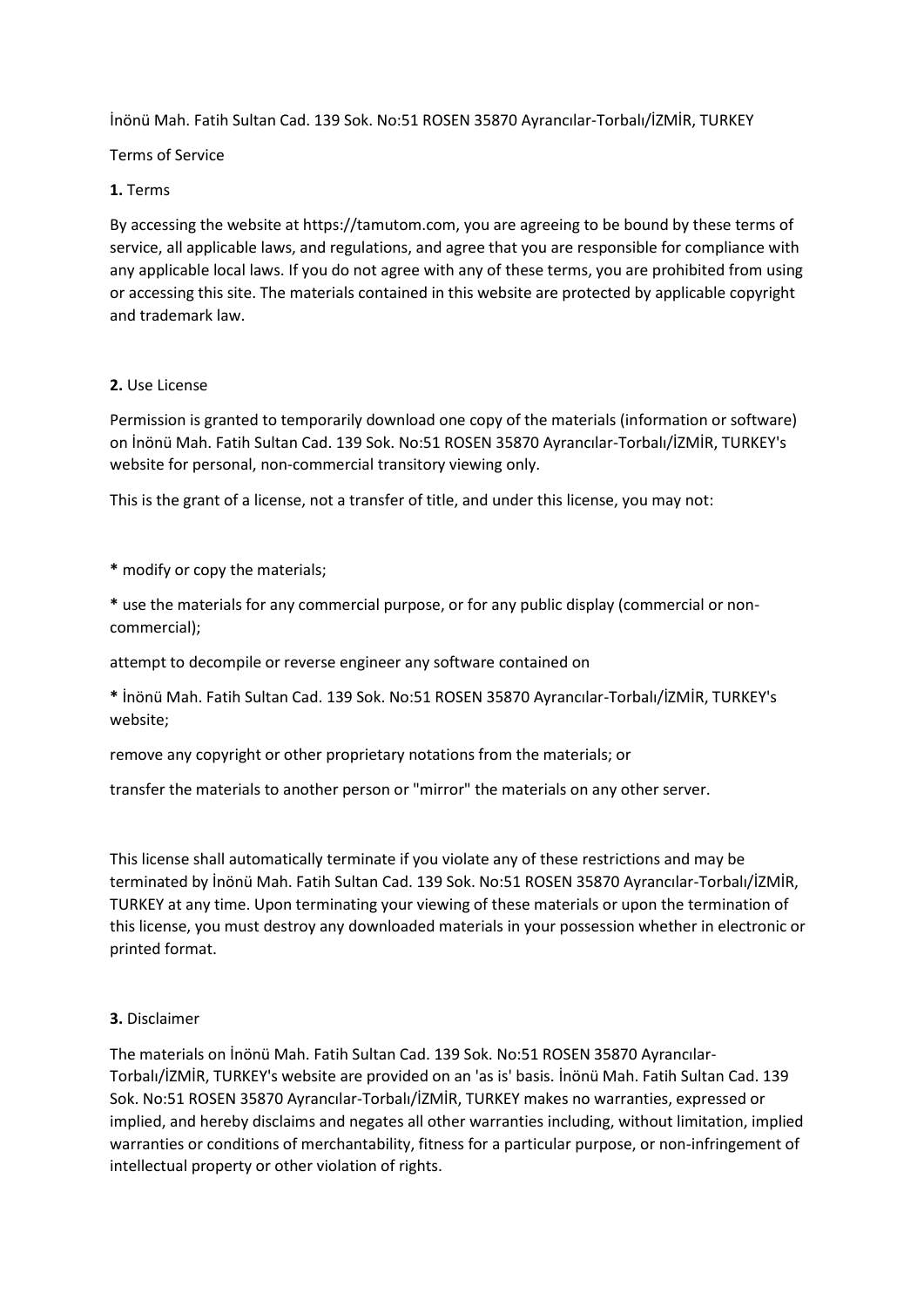İnönü Mah. Fatih Sultan Cad. 139 Sok. No:51 ROSEN 35870 Ayrancılar-Torbalı/İZMİR, TURKEY

Terms of Service

**1.** Terms

By accessing the website at https://tamutom.com, you are agreeing to be bound by these terms of service, all applicable laws, and regulations, and agree that you are responsible for compliance with any applicable local laws. If you do not agree with any of these terms, you are prohibited from using or accessing this site. The materials contained in this website are protected by applicable copyright and trademark law.

**2.** Use License

Permission is granted to temporarily download one copy of the materials (information or software) on İnönü Mah. Fatih Sultan Cad. 139 Sok. No:51 ROSEN 35870 Ayrancılar-Torbalı/İZMİR, TURKEY's website for personal, non-commercial transitory viewing only.

This is the grant of a license, not a transfer of title, and under this license, you may not:

**\*** modify or copy the materials;

**\*** use the materials for any commercial purpose, or for any public display (commercial or non-commercial);

attempt to decompile or reverse engineer any software contained on

**\*** İnönü Mah. Fatih Sultan Cad. 139 Sok. No:51 ROSEN 35870 Ayrancılar-Torbalı/İZMİR, TURKEY's website;

remove any copyright or other proprietary notations from the materials; or

transfer the materials to another person or "mirror" the materials on any other server.

This license shall automatically terminate if you violate any of these restrictions and may be terminated by İnönü Mah. Fatih Sultan Cad. 139 Sok. No:51 ROSEN 35870 Ayrancılar-Torbalı/İZMİR, TURKEY at any time. Upon terminating your viewing of these materials or upon the termination of this license, you must destroy any downloaded materials in your possession whether in electronic or printed format.

**3.** Disclaimer

The materials on İnönü Mah. Fatih Sultan Cad. 139 Sok. No:51 ROSEN 35870 Ayrancılar-Torbalı/İZMİR, TURKEY's website are provided on an 'as is' basis. İnönü Mah. Fatih Sultan Cad. 139 Sok. No:51 ROSEN 35870 Ayrancılar-Torbalı/İZMİR, TURKEY makes no warranties, expressed or implied, and hereby disclaims and negates all other warranties including, without limitation, implied warranties or conditions of merchantability, fitness for a particular purpose, or non-infringement of intellectual property or other violation of rights.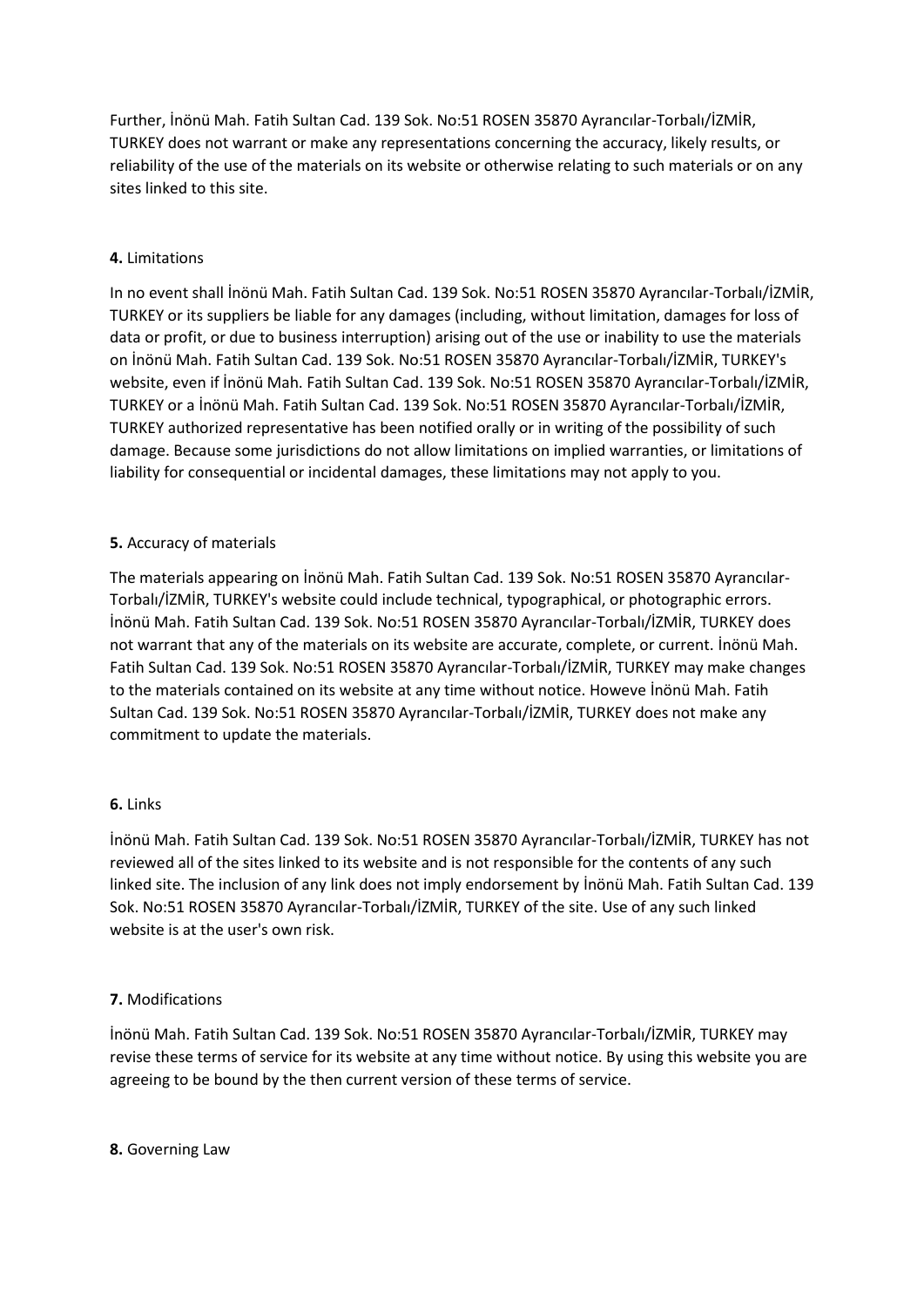Further, İnönü Mah. Fatih Sultan Cad. 139 Sok. No:51 ROSEN 35870 Ayrancılar-Torbalı/İZMİR, TURKEY does not warrant or make any representations concerning the accuracy, likely results, or reliability of the use of the materials on its website or otherwise relating to such materials or on any sites linked to this site.

**4.** Limitations

In no event shall İnönü Mah. Fatih Sultan Cad. 139 Sok. No:51 ROSEN 35870 Ayrancılar-Torbalı/İZMİR, TURKEY or its suppliers be liable for any damages (including, without limitation, damages for loss of data or profit, or due to business interruption) arising out of the use or inability to use the materials on İnönü Mah. Fatih Sultan Cad. 139 Sok. No:51 ROSEN 35870 Ayrancılar-Torbalı/İZMİR, TURKEY's website, even if İnönü Mah. Fatih Sultan Cad. 139 Sok. No:51 ROSEN 35870 Ayrancılar-Torbalı/İZMİR, TURKEY or a İnönü Mah. Fatih Sultan Cad. 139 Sok. No:51 ROSEN 35870 Ayrancılar-Torbalı/İZMİR, TURKEY authorized representative has been notified orally or in writing of the possibility of such damage. Because some jurisdictions do not allow limitations on implied warranties, or limitations of liability for consequential or incidental damages, these limitations may not apply to you.

**5.** Accuracy of materials

The materials appearing on İnönü Mah. Fatih Sultan Cad. 139 Sok. No:51 ROSEN 35870 Ayrancılar-Torbalı/İZMİR, TURKEY's website could include technical, typographical, or photographic errors. İnönü Mah. Fatih Sultan Cad. 139 Sok. No:51 ROSEN 35870 Ayrancılar-Torbalı/İZMİR, TURKEY does not warrant that any of the materials on its website are accurate, complete, or current. İnönü Mah. Fatih Sultan Cad. 139 Sok. No:51 ROSEN 35870 Ayrancılar-Torbalı/İZMİR, TURKEY may make changes to the materials contained on its website at any time without notice. Howeve İnönü Mah. Fatih Sultan Cad. 139 Sok. No:51 ROSEN 35870 Ayrancılar-Torbalı/İZMİR, TURKEY does not make any commitment to update the materials.

**6.** Links

İnönü Mah. Fatih Sultan Cad. 139 Sok. No:51 ROSEN 35870 Ayrancılar-Torbalı/İZMİR, TURKEY has not reviewed all of the sites linked to its website and is not responsible for the contents of any such linked site. The inclusion of any link does not imply endorsement by İnönü Mah. Fatih Sultan Cad. 139 Sok. No:51 ROSEN 35870 Ayrancılar-Torbalı/İZMİR, TURKEY of the site. Use of any such linked website is at the user's own risk.

**7.** Modifications

İnönü Mah. Fatih Sultan Cad. 139 Sok. No:51 ROSEN 35870 Ayrancılar-Torbalı/İZMİR, TURKEY may revise these terms of service for its website at any time without notice. By using this website you are agreeing to be bound by the then current version of these terms of service.

**8.** Governing Law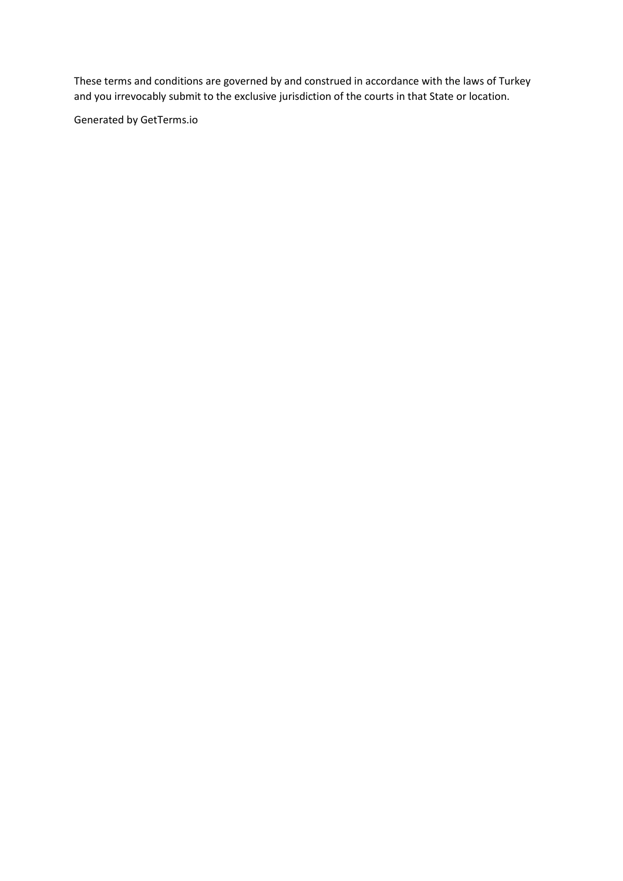These terms and conditions are governed by and construed in accordance with the laws of Turkey and you irrevocably submit to the exclusive jurisdiction of the courts in that State or location.

Generated by GetTerms.io